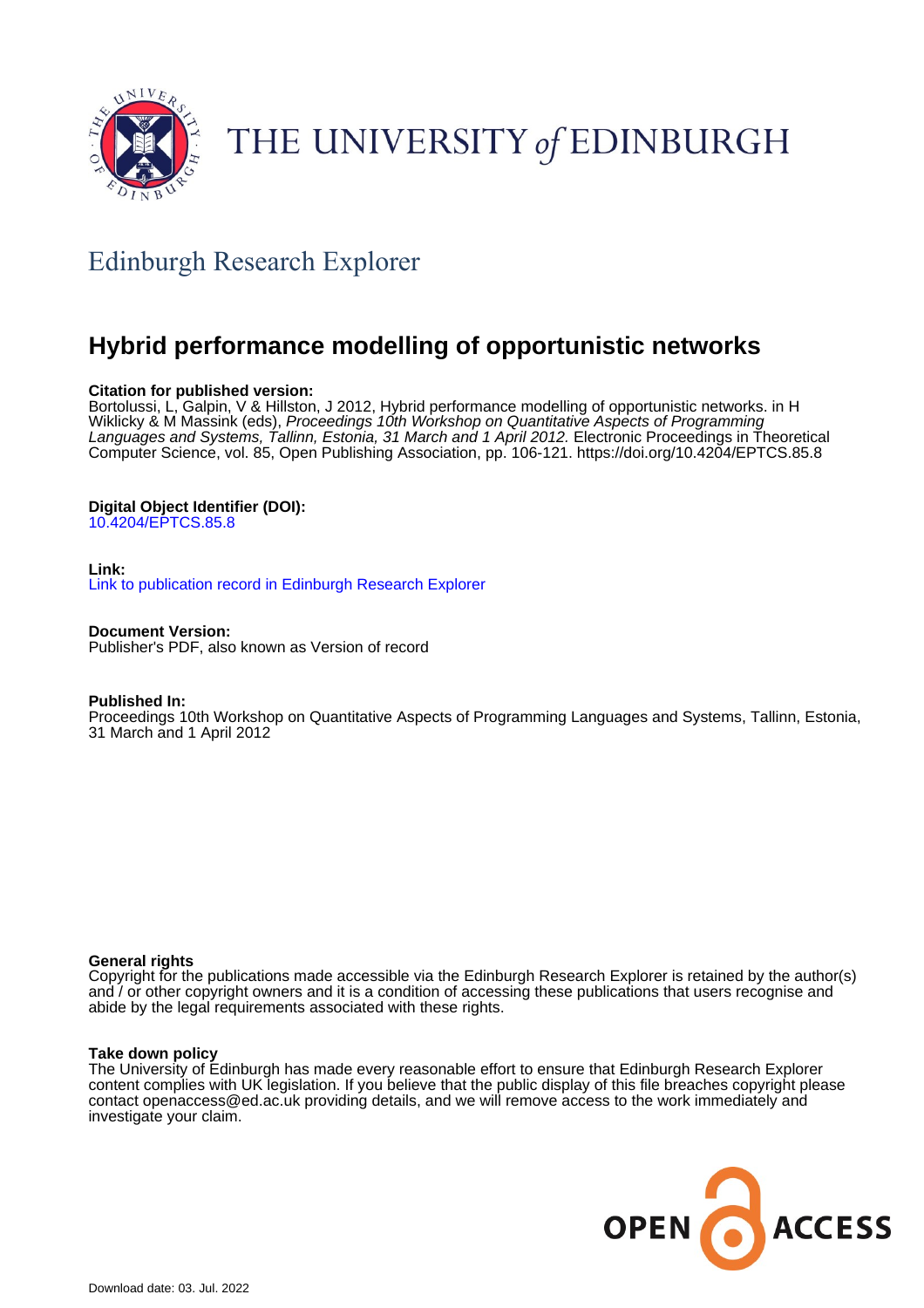THE UNIVERSITY *of* EDINBURGH

## Edinburgh Research Explorer

# Hybrid performance modelling of opportunistic networks

**Citation for published version:**
Bortolussi, L, Galpin, V & Hillston, J 2012, Hybrid performance modelling of opportunistic networks. in H Wiklicky & M Massink (eds), *Proceedings 10th Workshop on Quantitative Aspects of Programming Languages and Systems, Tallinn, Estonia, 31 March and 1 April 2012.* Electronic Proceedings in Theoretical Computer Science, vol. 85, Open Publishing Association, pp. 106-121. https://doi.org/10.4204/EPTCS.85.8

**Digital Object Identifier (DOI):**
10.4204/EPTCS.85.8

**Link:**
Link to publication record in Edinburgh Research Explorer

**Document Version:**
Publisher's PDF, also known as Version of record

**Published In:**
Proceedings 10th Workshop on Quantitative Aspects of Programming Languages and Systems, Tallinn, Estonia, 31 March and 1 April 2012

**General rights**
Copyright for the publications made accessible via the Edinburgh Research Explorer is retained by the author(s) and / or other copyright owners and it is a condition of accessing these publications that users recognise and abide by the legal requirements associated with these rights.

**Take down policy**
The University of Edinburgh has made every reasonable effort to ensure that Edinburgh Research Explorer content complies with UK legislation. If you believe that the public display of this file breaches copyright please contact openaccess@ed.ac.uk providing details, and we will remove access to the work immediately and investigate your claim.

OPEN ACCESS

Download date: 03. Jul. 2022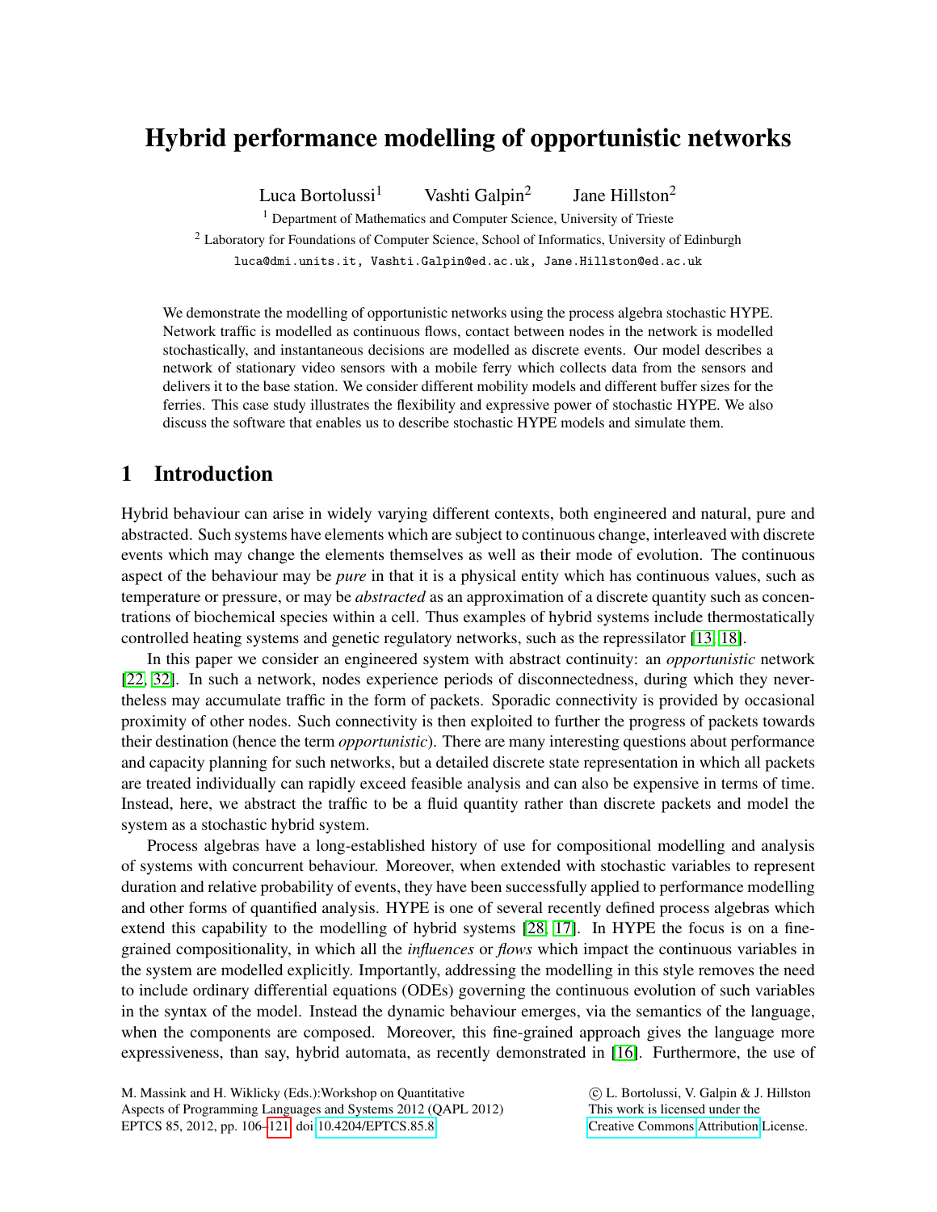# Hybrid performance modelling of opportunistic networks

Luca Bortolussi[1] Vashti Galpin[2] Jane Hillston[2]

[1] Department of Mathematics and Computer Science, University of Trieste

[2] Laboratory for Foundations of Computer Science, School of Informatics, University of Edinburgh

luca@dmi.units.it, Vashti.Galpin@ed.ac.uk, Jane.Hillston@ed.ac.uk

We demonstrate the modelling of opportunistic networks using the process algebra stochastic HYPE. Network traffic is modelled as continuous flows, contact between nodes in the network is modelled stochastically, and instantaneous decisions are modelled as discrete events. Our model describes a network of stationary video sensors with a mobile ferry which collects data from the sensors and delivers it to the base station. We consider different mobility models and different buffer sizes for the ferries. This case study illustrates the flexibility and expressive power of stochastic HYPE. We also discuss the software that enables us to describe stochastic HYPE models and simulate them.

## 1 Introduction

Hybrid behaviour can arise in widely varying different contexts, both engineered and natural, pure and abstracted. Such systems have elements which are subject to continuous change, interleaved with discrete events which may change the elements themselves as well as their mode of evolution. The continuous aspect of the behaviour may be *pure* in that it is a physical entity which has continuous values, such as temperature or pressure, or may be *abstracted* as an approximation of a discrete quantity such as concentrations of biochemical species within a cell. Thus examples of hybrid systems include thermostatically controlled heating systems and genetic regulatory networks, such as the repressilator [13, 18].

In this paper we consider an engineered system with abstract continuity: an *opportunistic* network [22, 32]. In such a network, nodes experience periods of disconnectedness, during which they nevertheless may accumulate traffic in the form of packets. Sporadic connectivity is provided by occasional proximity of other nodes. Such connectivity is then exploited to further the progress of packets towards their destination (hence the term *opportunistic*). There are many interesting questions about performance and capacity planning for such networks, but a detailed discrete state representation in which all packets are treated individually can rapidly exceed feasible analysis and can also be expensive in terms of time. Instead, here, we abstract the traffic to be a fluid quantity rather than discrete packets and model the system as a stochastic hybrid system.

Process algebras have a long-established history of use for compositional modelling and analysis of systems with concurrent behaviour. Moreover, when extended with stochastic variables to represent duration and relative probability of events, they have been successfully applied to performance modelling and other forms of quantified analysis. HYPE is one of several recently defined process algebras which extend this capability to the modelling of hybrid systems [28, 17]. In HYPE the focus is on a fine-grained compositionality, in which all the *influences* or *flows* which impact the continuous variables in the system are modelled explicitly. Importantly, addressing the modelling in this style removes the need to include ordinary differential equations (ODEs) governing the continuous evolution of such variables in the syntax of the model. Instead the dynamic behaviour emerges, via the semantics of the language, when the components are composed. Moreover, this fine-grained approach gives the language more expressiveness, than say, hybrid automata, as recently demonstrated in [16]. Furthermore, the use of

M. Massink and H. Wiklicky (Eds.):Workshop on Quantitative Aspects of Programming Languages and Systems 2012 (QAPL 2012) EPTCS 85, 2012, pp. 106–121, doi:10.4204/EPTCS.85.8

© L. Bortolussi, V. Galpin & J. Hillston This work is licensed under the Creative Commons Attribution License.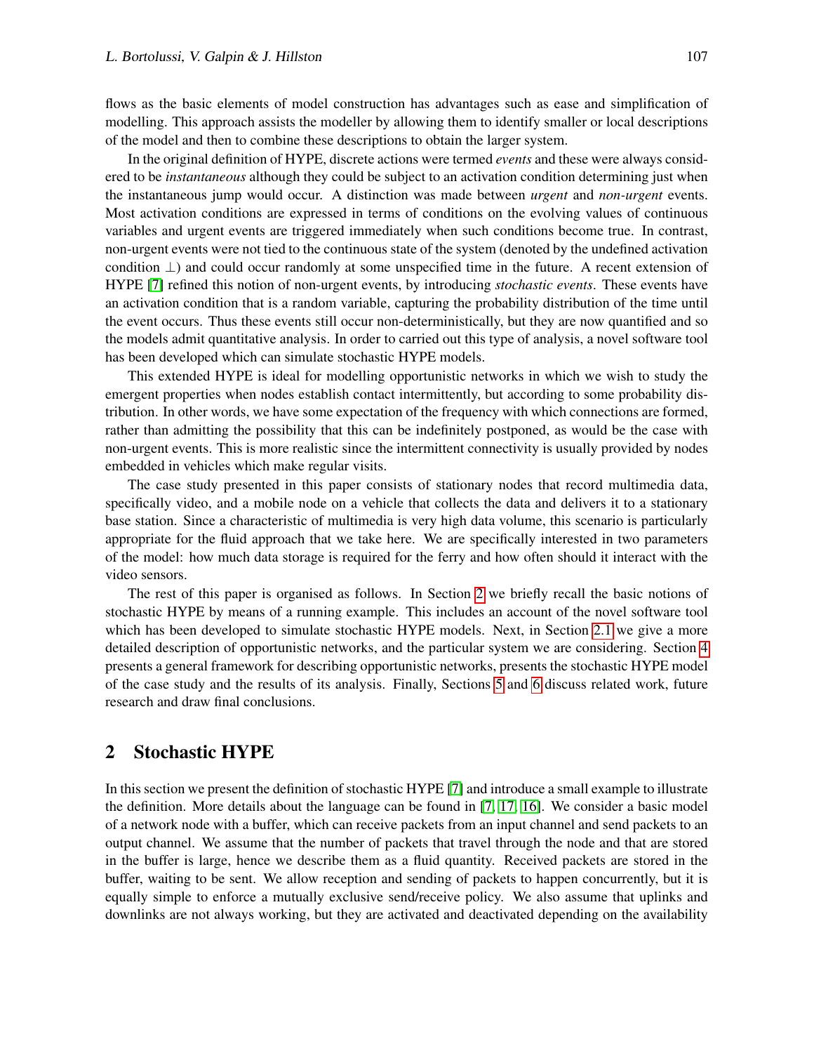flows as the basic elements of model construction has advantages such as ease and simplification of modelling. This approach assists the modeller by allowing them to identify smaller or local descriptions of the model and then to combine these descriptions to obtain the larger system.

In the original definition of HYPE, discrete actions were termed *events* and these were always considered to be *instantaneous* although they could be subject to an activation condition determining just when the instantaneous jump would occur. A distinction was made between *urgent* and *non-urgent* events. Most activation conditions are expressed in terms of conditions on the evolving values of continuous variables and urgent events are triggered immediately when such conditions become true. In contrast, non-urgent events were not tied to the continuous state of the system (denoted by the undefined activation condition $\perp$) and could occur randomly at some unspecified time in the future. A recent extension of HYPE [7] refined this notion of non-urgent events, by introducing *stochastic events*. These events have an activation condition that is a random variable, capturing the probability distribution of the time until the event occurs. Thus these events still occur non-deterministically, but they are now quantified and so the models admit quantitative analysis. In order to carried out this type of analysis, a novel software tool has been developed which can simulate stochastic HYPE models.

This extended HYPE is ideal for modelling opportunistic networks in which we wish to study the emergent properties when nodes establish contact intermittently, but according to some probability distribution. In other words, we have some expectation of the frequency with which connections are formed, rather than admitting the possibility that this can be indefinitely postponed, as would be the case with non-urgent events. This is more realistic since the intermittent connectivity is usually provided by nodes embedded in vehicles which make regular visits.

The case study presented in this paper consists of stationary nodes that record multimedia data, specifically video, and a mobile node on a vehicle that collects the data and delivers it to a stationary base station. Since a characteristic of multimedia is very high data volume, this scenario is particularly appropriate for the fluid approach that we take here. We are specifically interested in two parameters of the model: how much data storage is required for the ferry and how often should it interact with the video sensors.

The rest of this paper is organised as follows. In Section 2 we briefly recall the basic notions of stochastic HYPE by means of a running example. This includes an account of the novel software tool which has been developed to simulate stochastic HYPE models. Next, in Section 2.1 we give a more detailed description of opportunistic networks, and the particular system we are considering. Section 4 presents a general framework for describing opportunistic networks, presents the stochastic HYPE model of the case study and the results of its analysis. Finally, Sections 5 and 6 discuss related work, future research and draw final conclusions.

## 2 Stochastic HYPE

In this section we present the definition of stochastic HYPE [7] and introduce a small example to illustrate the definition. More details about the language can be found in [7, 17, 16]. We consider a basic model of a network node with a buffer, which can receive packets from an input channel and send packets to an output channel. We assume that the number of packets that travel through the node and that are stored in the buffer is large, hence we describe them as a fluid quantity. Received packets are stored in the buffer, waiting to be sent. We allow reception and sending of packets to happen concurrently, but it is equally simple to enforce a mutually exclusive send/receive policy. We also assume that uplinks and downlinks are not always working, but they are activated and deactivated depending on the availability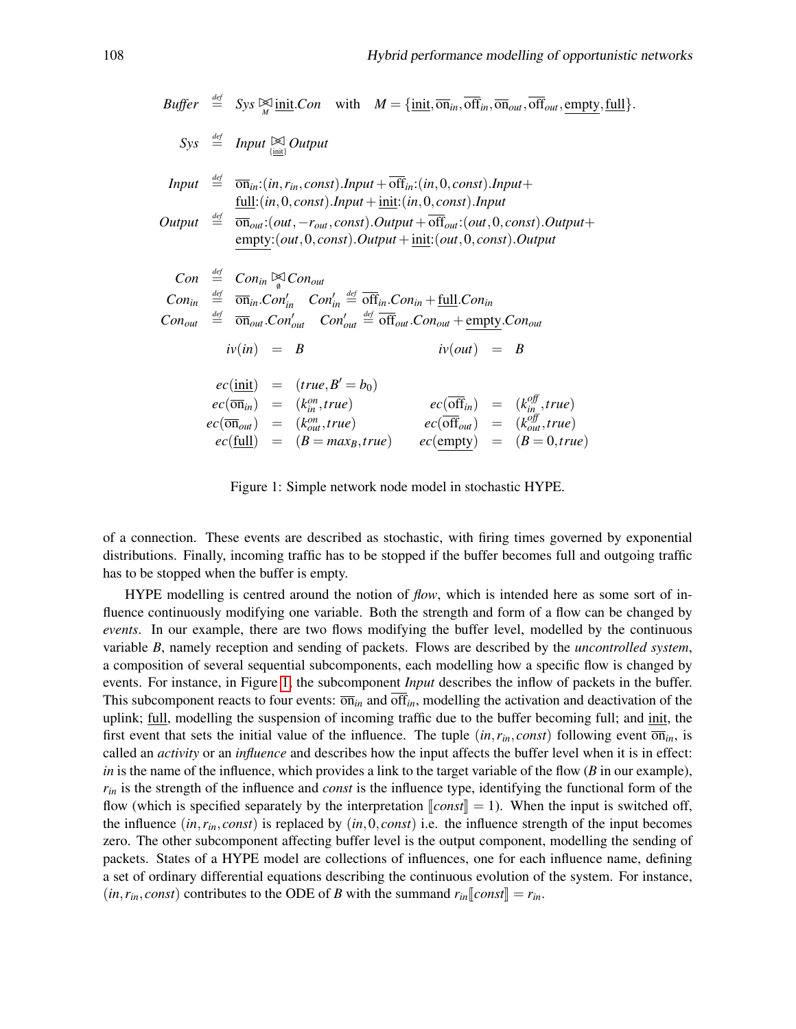$$
\begin{aligned}
\mathit{Buffer} &\stackrel{\text{def}}{=} \mathit{Sys} \underset{M}{\bowtie} \underline{\text{init}}.\mathit{Con} \quad \text{with} \quad M = \{\underline{\text{init}}, \overline{\text{on}}_{in}, \overline{\text{off}}_{in}, \overline{\text{on}}_{out}, \overline{\text{off}}_{out}, \underline{\text{empty}}, \underline{\text{full}}\}. \\
\mathit{Sys} &\stackrel{\text{def}}{=} \mathit{Input} \underset{\{\underline{\text{init}}\}}{\bowtie} \mathit{Output} \\
\mathit{Input} &\stackrel{\text{def}}{=} \overline{\text{on}}_{in}{:}(in, r_{in}, const).\mathit{Input} + \overline{\text{off}}_{in}{:}(in, 0, const).\mathit{Input} + \\
&\quad\;\; \underline{\text{full}}{:}(in, 0, const).\mathit{Input} + \underline{\text{init}}{:}(in, 0, const).\mathit{Input} \\
\mathit{Output} &\stackrel{\text{def}}{=} \overline{\text{on}}_{out}{:}(out, -r_{out}, const).\mathit{Output} + \overline{\text{off}}_{out}{:}(out, 0, const).\mathit{Output} + \\
&\quad\;\; \underline{\text{empty}}{:}(out, 0, const).\mathit{Output} + \underline{\text{init}}{:}(out, 0, const).\mathit{Output}
\end{aligned}
$$

$$
\begin{aligned}
\mathit{Con} &\stackrel{\text{def}}{=} \mathit{Con}_{in} \underset{\emptyset}{\bowtie} \mathit{Con}_{out} \\
\mathit{Con}_{in} &\stackrel{\text{def}}{=} \overline{\text{on}}_{in}.\mathit{Con}'_{in} \quad \mathit{Con}'_{in} \stackrel{\text{def}}{=} \overline{\text{off}}_{in}.\mathit{Con}_{in} + \underline{\text{full}}.\mathit{Con}_{in} \\
\mathit{Con}_{out} &\stackrel{\text{def}}{=} \overline{\text{on}}_{out}.\mathit{Con}'_{out} \quad \mathit{Con}'_{out} \stackrel{\text{def}}{=} \overline{\text{off}}_{out}.\mathit{Con}_{out} + \underline{\text{empty}}.\mathit{Con}_{out}
\end{aligned}
$$

$$
iv(in) = B \qquad\qquad iv(out) = B
$$

$$
\begin{aligned}
ec(\underline{\text{init}}) &= (true, B' = b_0) & & \\
ec(\overline{\text{on}}_{in}) &= (k_{in}^{on}, true) & ec(\overline{\text{off}}_{in}) &= (k_{in}^{off}, true) \\
ec(\overline{\text{on}}_{out}) &= (k_{out}^{on}, true) & ec(\overline{\text{off}}_{out}) &= (k_{out}^{off}, true) \\
ec(\underline{\text{full}}) &= (B = max_B, true) & ec(\underline{\text{empty}}) &= (B = 0, true)
\end{aligned}
$$

Figure 1: Simple network node model in stochastic HYPE.

of a connection. These events are described as stochastic, with firing times governed by exponential distributions. Finally, incoming traffic has to be stopped if the buffer becomes full and outgoing traffic has to be stopped when the buffer is empty.

HYPE modelling is centred around the notion of *flow*, which is intended here as some sort of influence continuously modifying one variable. Both the strength and form of a flow can be changed by *events*. In our example, there are two flows modifying the buffer level, modelled by the continuous variable $B$, namely reception and sending of packets. Flows are described by the *uncontrolled system*, a composition of several sequential subcomponents, each modelling how a specific flow is changed by events. For instance, in Figure 1, the subcomponent *Input* describes the inflow of packets in the buffer. This subcomponent reacts to four events: $\overline{\text{on}}_{in}$ and $\overline{\text{off}}_{in}$, modelling the activation and deactivation of the uplink; $\underline{\text{full}}$, modelling the suspension of incoming traffic due to the buffer becoming full; and $\underline{\text{init}}$, the first event that sets the initial value of the influence. The tuple $(in, r_{in}, const)$ following event $\overline{\text{on}}_{in}$, is called an *activity* or an *influence* and describes how the input affects the buffer level when it is in effect: *in* is the name of the influence, which provides a link to the target variable of the flow ($B$ in our example), $r_{in}$ is the strength of the influence and *const* is the influence type, identifying the functional form of the flow (which is specified separately by the interpretation $[\![const]\!] = 1$). When the input is switched off, the influence $(in, r_{in}, const)$ is replaced by $(in, 0, const)$ i.e. the influence strength of the input becomes zero. The other subcomponent affecting buffer level is the output component, modelling the sending of packets. States of a HYPE model are collections of influences, one for each influence name, defining a set of ordinary differential equations describing the continuous evolution of the system. For instance, $(in, r_{in}, const)$ contributes to the ODE of $B$ with the summand $r_{in}[\![const]\!] = r_{in}$.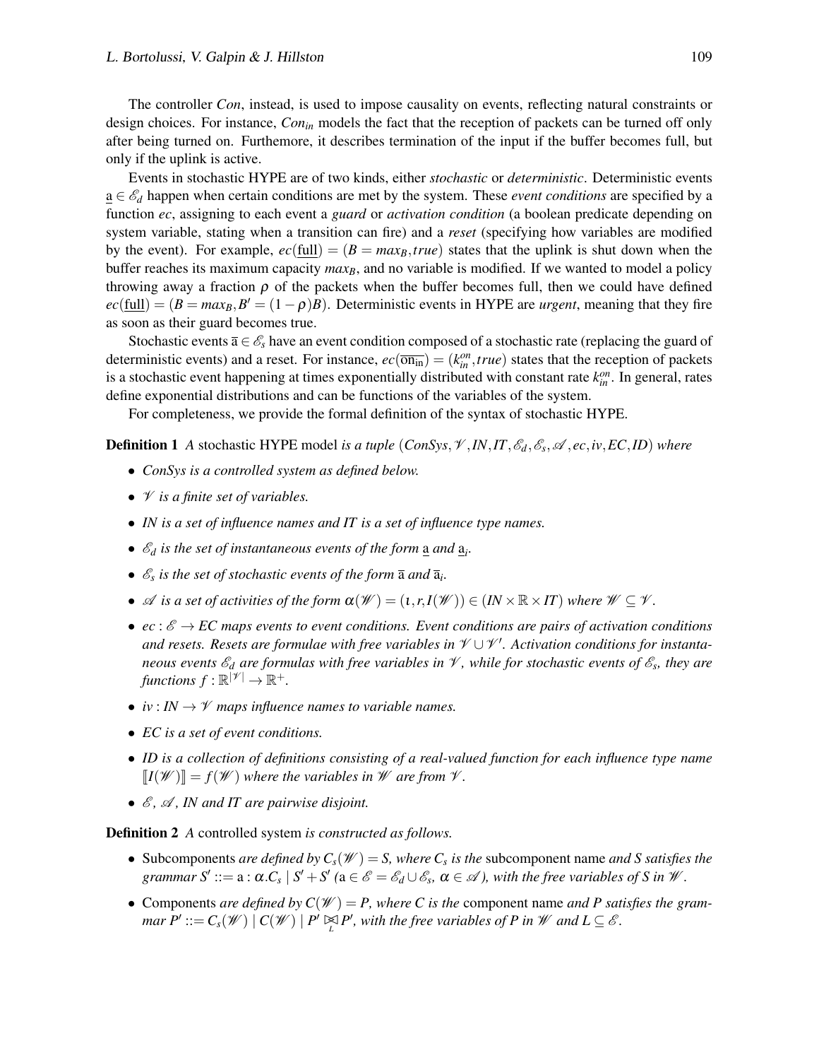The controller *Con*, instead, is used to impose causality on events, reflecting natural constraints or design choices. For instance, $Con_{in}$ models the fact that the reception of packets can be turned off only after being turned on. Furthemore, it describes termination of the input if the buffer becomes full, but only if the uplink is active.

Events in stochastic HYPE are of two kinds, either *stochastic* or *deterministic*. Deterministic events $\underline{\mathrm{a}} \in \mathscr{E}_d$ happen when certain conditions are met by the system. These *event conditions* are specified by a function *ec*, assigning to each event a *guard* or *activation condition* (a boolean predicate depending on system variable, stating when a transition can fire) and a *reset* (specifying how variables are modified by the event). For example, $ec(\underline{\mathrm{full}}) = (B = max_B, true)$ states that the uplink is shut down when the buffer reaches its maximum capacity $max_B$, and no variable is modified. If we wanted to model a policy throwing away a fraction $\rho$ of the packets when the buffer becomes full, then we could have defined $ec(\underline{\mathrm{full}}) = (B = max_B, B' = (1-\rho)B)$. Deterministic events in HYPE are *urgent*, meaning that they fire as soon as their guard becomes true.

Stochastic events $\overline{\mathrm{a}} \in \mathscr{E}_s$ have an event condition composed of a stochastic rate (replacing the guard of deterministic events) and a reset. For instance, $ec(\overline{\mathrm{on_{in}}}) = (k_{in}^{on}, true)$ states that the reception of packets is a stochastic event happening at times exponentially distributed with constant rate $k_{in}^{on}$. In general, rates define exponential distributions and can be functions of the variables of the system.

For completeness, we provide the formal definition of the syntax of stochastic HYPE.

**Definition 1** *A* stochastic HYPE model *is a tuple* $(ConSys, \mathscr{V}, IN, IT, \mathscr{E}_d, \mathscr{E}_s, \mathscr{A}, ec, iv, EC, ID)$ *where*

- *ConSys is a controlled system as defined below.*
- $\mathscr{V}$ *is a finite set of variables.*
- *IN is a set of influence names and IT is a set of influence type names.*
- $\mathscr{E}_d$ *is the set of instantaneous events of the form* $\underline{\mathrm{a}}$ *and* $\underline{\mathrm{a}}_i$.
- $\mathscr{E}_s$ *is the set of stochastic events of the form* $\overline{\mathrm{a}}$ *and* $\overline{\mathrm{a}}_i$.
- $\mathscr{A}$ *is a set of activities of the form* $\alpha(\mathscr{W}) = (\iota, r, I(\mathscr{W})) \in (IN \times \mathbb{R} \times IT)$ *where* $\mathscr{W} \subseteq \mathscr{V}$.
- $ec : \mathscr{E} \to EC$ *maps events to event conditions. Event conditions are pairs of activation conditions and resets. Resets are formulae with free variables in* $\mathscr{V} \cup \mathscr{V}'$. *Activation conditions for instantaneous events* $\mathscr{E}_d$ *are formulas with free variables in* $\mathscr{V}$, *while for stochastic events of* $\mathscr{E}_s$, *they are functions* $f : \mathbb{R}^{|\mathscr{V}|} \to \mathbb{R}^+$.
- $iv : IN \to \mathscr{V}$ *maps influence names to variable names.*
- *EC is a set of event conditions.*
- *ID is a collection of definitions consisting of a real-valued function for each influence type name* $[\![I(\mathscr{W})]\!] = f(\mathscr{W})$ *where the variables in* $\mathscr{W}$ *are from* $\mathscr{V}$.
- $\mathscr{E}$, $\mathscr{A}$, *IN and IT are pairwise disjoint.*

**Definition 2** *A* controlled system *is constructed as follows.*

- Subcomponents *are defined by* $C_s(\mathscr{W}) = S$, *where* $C_s$ *is the* subcomponent name *and S satisfies the grammar* $S' ::= \mathrm{a} : \alpha.C_s \mid S' + S'$ *(*$\mathrm{a} \in \mathscr{E} = \mathscr{E}_d \cup \mathscr{E}_s$, $\alpha \in \mathscr{A}$*), with the free variables of S in* $\mathscr{W}$.
- Components *are defined by* $C(\mathscr{W}) = P$, *where C is the* component name *and P satisfies the grammar* $P' ::= C_s(\mathscr{W}) \mid C(\mathscr{W}) \mid P' \underset{L}{\bowtie} P'$, *with the free variables of P in* $\mathscr{W}$ *and* $L \subseteq \mathscr{E}$.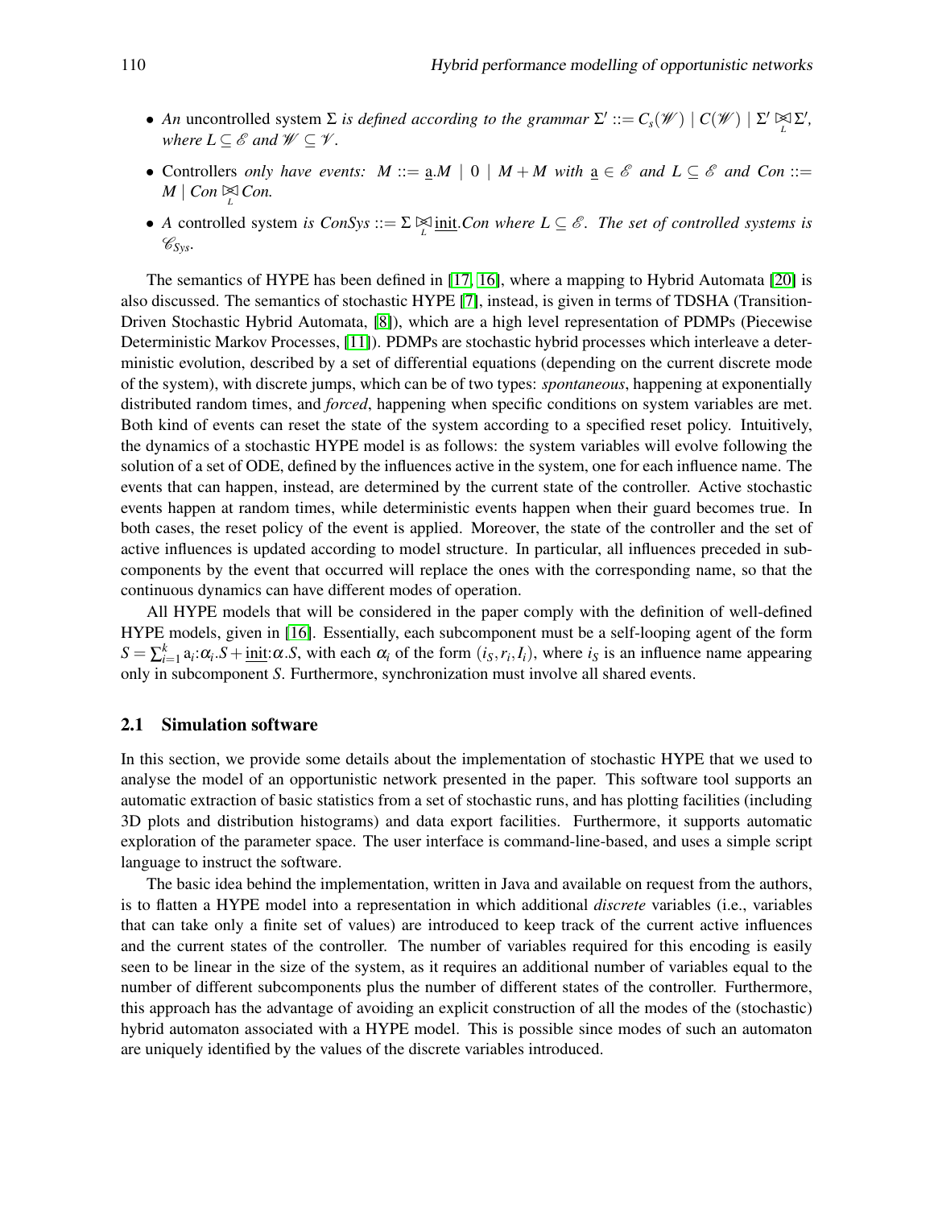- *An* uncontrolled system $\Sigma$ *is defined according to the grammar* $\Sigma' ::= C_s(\mathscr{W}) \mid C(\mathscr{W}) \mid \Sigma' \underset{L}{\bowtie} \Sigma'$, *where* $L \subseteq \mathscr{E}$ *and* $\mathscr{W} \subseteq \mathscr{V}$.
- Controllers *only have events:* $M ::= \underline{\mathrm{a}}.M \mid 0 \mid M + M$ *with* $\underline{\mathrm{a}} \in \mathscr{E}$ *and* $L \subseteq \mathscr{E}$ *and* $Con ::= M \mid Con \underset{L}{\bowtie} Con.$
- *A* controlled system *is* $ConSys ::= \Sigma \underset{L}{\bowtie} \underline{\mathrm{init}}.Con$ *where* $L \subseteq \mathscr{E}$. *The set of controlled systems is* $\mathscr{C}_{Sys}$.

The semantics of HYPE has been defined in [17, 16], where a mapping to Hybrid Automata [20] is also discussed. The semantics of stochastic HYPE [7], instead, is given in terms of TDSHA (Transition-Driven Stochastic Hybrid Automata, [8]), which are a high level representation of PDMPs (Piecewise Deterministic Markov Processes, [11]). PDMPs are stochastic hybrid processes which interleave a deterministic evolution, described by a set of differential equations (depending on the current discrete mode of the system), with discrete jumps, which can be of two types: *spontaneous*, happening at exponentially distributed random times, and *forced*, happening when specific conditions on system variables are met. Both kind of events can reset the state of the system according to a specified reset policy. Intuitively, the dynamics of a stochastic HYPE model is as follows: the system variables will evolve following the solution of a set of ODE, defined by the influences active in the system, one for each influence name. The events that can happen, instead, are determined by the current state of the controller. Active stochastic events happen at random times, while deterministic events happen when their guard becomes true. In both cases, the reset policy of the event is applied. Moreover, the state of the controller and the set of active influences is updated according to model structure. In particular, all influences preceded in subcomponents by the event that occurred will replace the ones with the corresponding name, so that the continuous dynamics can have different modes of operation.

All HYPE models that will be considered in the paper comply with the definition of well-defined HYPE models, given in [16]. Essentially, each subcomponent must be a self-looping agent of the form $S = \sum_{i=1}^{k} \mathrm{a}_i{:}\alpha_i.S + \underline{\mathrm{init}}{:}\alpha.S$, with each $\alpha_i$ of the form $(i_S, r_i, I_i)$, where $i_S$ is an influence name appearing only in subcomponent $S$. Furthermore, synchronization must involve all shared events.

### 2.1 Simulation software

In this section, we provide some details about the implementation of stochastic HYPE that we used to analyse the model of an opportunistic network presented in the paper. This software tool supports an automatic extraction of basic statistics from a set of stochastic runs, and has plotting facilities (including 3D plots and distribution histograms) and data export facilities. Furthermore, it supports automatic exploration of the parameter space. The user interface is command-line-based, and uses a simple script language to instruct the software.

The basic idea behind the implementation, written in Java and available on request from the authors, is to flatten a HYPE model into a representation in which additional *discrete* variables (i.e., variables that can take only a finite set of values) are introduced to keep track of the current active influences and the current states of the controller. The number of variables required for this encoding is easily seen to be linear in the size of the system, as it requires an additional number of variables equal to the number of different subcomponents plus the number of different states of the controller. Furthermore, this approach has the advantage of avoiding an explicit construction of all the modes of the (stochastic) hybrid automaton associated with a HYPE model. This is possible since modes of such an automaton are uniquely identified by the values of the discrete variables introduced.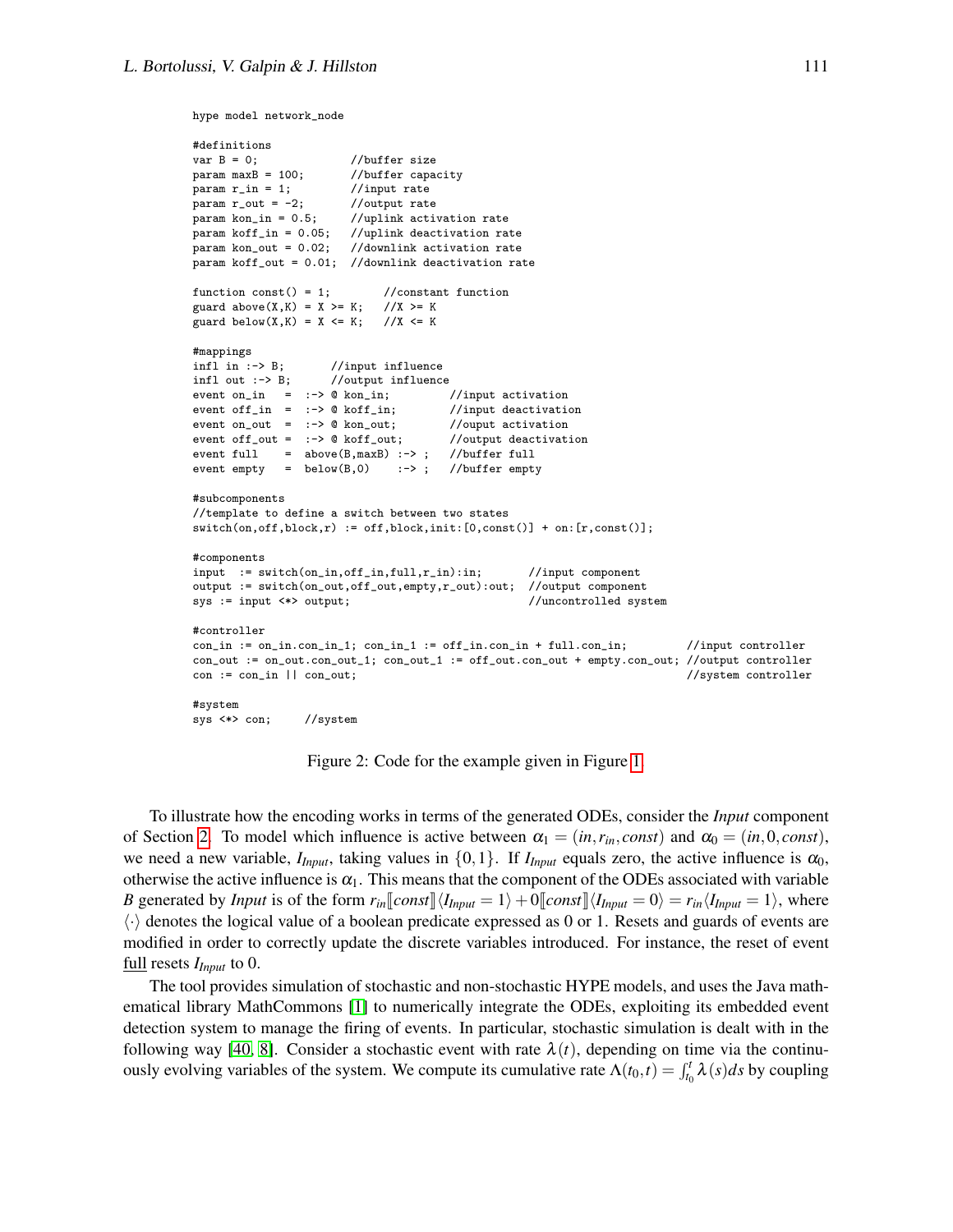```
hype model network_node

#definitions
var B = 0;             //buffer size
param maxB = 100;      //buffer capacity
param r_in = 1;        //input rate
param r_out = -2;      //output rate
param kon_in = 0.5;    //uplink activation rate
param koff_in = 0.05;  //uplink deactivation rate
param kon_out = 0.02;  //downlink activation rate
param koff_out = 0.01; //downlink deactivation rate

function const() = 1;        //constant function
guard above(X,K) = X >= K;   //X >= K
guard below(X,K) = X <= K;   //X <= K

#mappings
infl in :-> B;       //input influence
infl out :-> B;      //output influence
event on_in   =  :-> @ kon_in;         //input activation
event off_in  =  :-> @ koff_in;        //input deactivation
event on_out  =  :-> @ kon_out;        //ouput activation
event off_out =  :-> @ koff_out;       //output deactivation
event full    =  above(B,maxB) :-> ;   //buffer full
event empty   =  below(B,0)    :-> ;   //buffer empty

#subcomponents
//template to define a switch between two states
switch(on,off,block,r) := off,block,init:[0,const()] + on:[r,const()];

#components
input  := switch(on_in,off_in,full,r_in):in;       //input component
output := switch(on_out,off_out,empty,r_out):out;  //output component
sys := input <*> output;                           //uncontrolled system

#controller
con_in := on_in.con_in_1; con_in_1 := off_in.con_in + full.con_in;         //input controller
con_out := on_out.con_out_1; con_out_1 := off_out.con_out + empty.con_out; //output controller
con := con_in || con_out;                                                  //system controller

#system
sys <*> con;     //system
```

Figure 2: Code for the example given in Figure 1

To illustrate how the encoding works in terms of the generated ODEs, consider the *Input* component of Section 2. To model which influence is active between $\alpha_1 = (in, r_{in}, const)$ and $\alpha_0 = (in, 0, const)$, we need a new variable, $I_{Input}$, taking values in $\{0,1\}$. If $I_{Input}$ equals zero, the active influence is $\alpha_0$, otherwise the active influence is $\alpha_1$. This means that the component of the ODEs associated with variable $B$ generated by *Input* is of the form $r_{in}[\![const]\!]\langle I_{Input} = 1\rangle + 0[\![const]\!]\langle I_{Input} = 0\rangle = r_{in}\langle I_{Input} = 1\rangle$, where $\langle\cdot\rangle$ denotes the logical value of a boolean predicate expressed as 0 or 1. Resets and guards of events are modified in order to correctly update the discrete variables introduced. For instance, the reset of event full resets $I_{Input}$ to 0.

The tool provides simulation of stochastic and non-stochastic HYPE models, and uses the Java mathematical library MathCommons [1] to numerically integrate the ODEs, exploiting its embedded event detection system to manage the firing of events. In particular, stochastic simulation is dealt with in the following way [40, 8]. Consider a stochastic event with rate $\lambda(t)$, depending on time via the continuously evolving variables of the system. We compute its cumulative rate $\Lambda(t_0,t) = \int_{t_0}^{t} \lambda(s)ds$ by coupling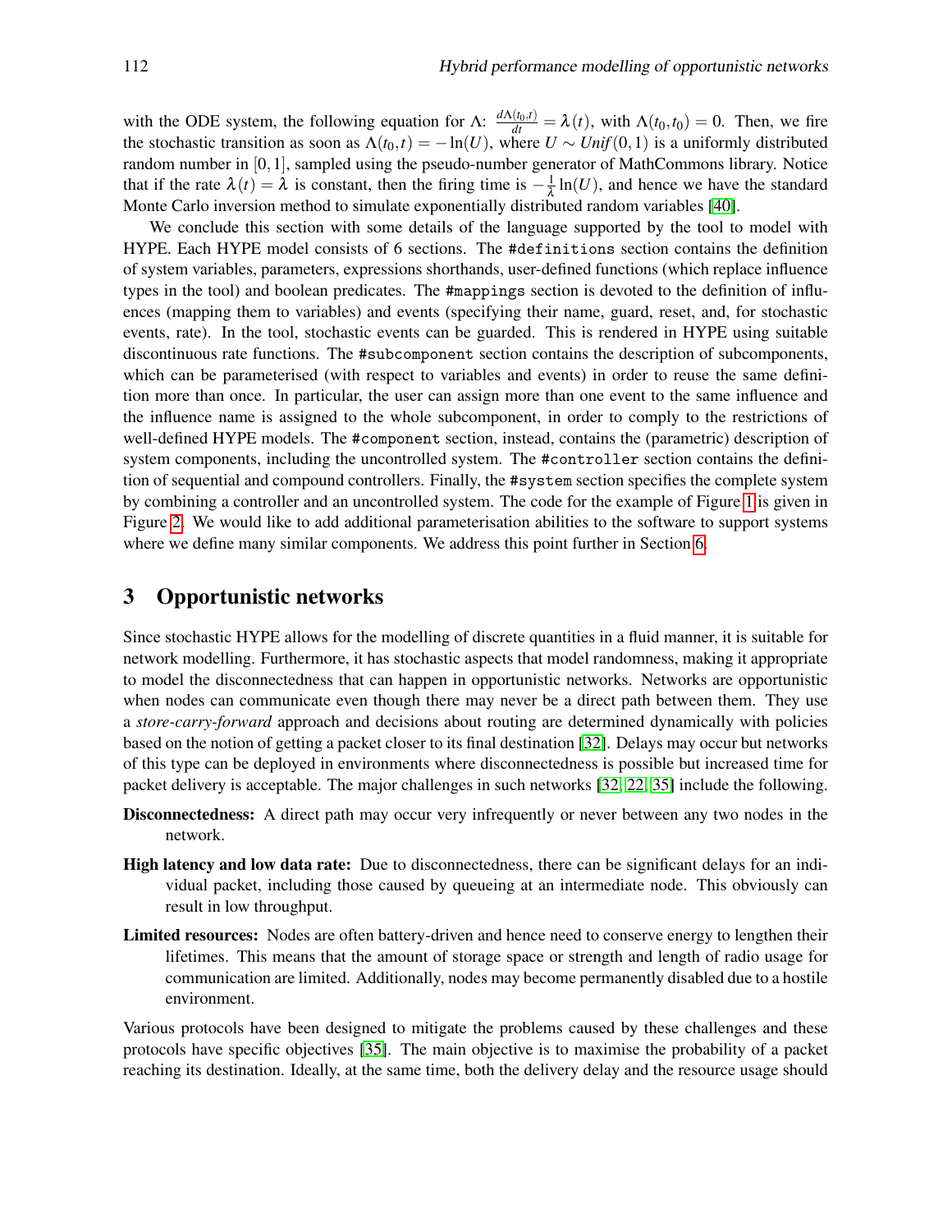with the ODE system, the following equation for $\Lambda$: $\frac{d\Lambda(t_0,t)}{dt} = \lambda(t)$, with $\Lambda(t_0,t_0) = 0$. Then, we fire the stochastic transition as soon as $\Lambda(t_0,t) = -\ln(U)$, where $U \sim Unif(0,1)$ is a uniformly distributed random number in $[0,1]$, sampled using the pseudo-number generator of MathCommons library. Notice that if the rate $\lambda(t) = \lambda$ is constant, then the firing time is $-\frac{1}{\lambda}\ln(U)$, and hence we have the standard Monte Carlo inversion method to simulate exponentially distributed random variables [40].

We conclude this section with some details of the language supported by the tool to model with HYPE. Each HYPE model consists of 6 sections. The `#definitions` section contains the definition of system variables, parameters, expressions shorthands, user-defined functions (which replace influence types in the tool) and boolean predicates. The `#mappings` section is devoted to the definition of influences (mapping them to variables) and events (specifying their name, guard, reset, and, for stochastic events, rate). In the tool, stochastic events can be guarded. This is rendered in HYPE using suitable discontinuous rate functions. The `#subcomponent` section contains the description of subcomponents, which can be parameterised (with respect to variables and events) in order to reuse the same definition more than once. In particular, the user can assign more than one event to the same influence and the influence name is assigned to the whole subcomponent, in order to comply to the restrictions of well-defined HYPE models. The `#component` section, instead, contains the (parametric) description of system components, including the uncontrolled system. The `#controller` section contains the definition of sequential and compound controllers. Finally, the `#system` section specifies the complete system by combining a controller and an uncontrolled system. The code for the example of Figure 1 is given in Figure 2. We would like to add additional parameterisation abilities to the software to support systems where we define many similar components. We address this point further in Section 6.

## 3 Opportunistic networks

Since stochastic HYPE allows for the modelling of discrete quantities in a fluid manner, it is suitable for network modelling. Furthermore, it has stochastic aspects that model randomness, making it appropriate to model the disconnectedness that can happen in opportunistic networks. Networks are opportunistic when nodes can communicate even though there may never be a direct path between them. They use a *store-carry-forward* approach and decisions about routing are determined dynamically with policies based on the notion of getting a packet closer to its final destination [32]. Delays may occur but networks of this type can be deployed in environments where disconnectedness is possible but increased time for packet delivery is acceptable. The major challenges in such networks [32, 22, 35] include the following.

**Disconnectedness:** A direct path may occur very infrequently or never between any two nodes in the network.

**High latency and low data rate:** Due to disconnectedness, there can be significant delays for an individual packet, including those caused by queueing at an intermediate node. This obviously can result in low throughput.

**Limited resources:** Nodes are often battery-driven and hence need to conserve energy to lengthen their lifetimes. This means that the amount of storage space or strength and length of radio usage for communication are limited. Additionally, nodes may become permanently disabled due to a hostile environment.

Various protocols have been designed to mitigate the problems caused by these challenges and these protocols have specific objectives [35]. The main objective is to maximise the probability of a packet reaching its destination. Ideally, at the same time, both the delivery delay and the resource usage should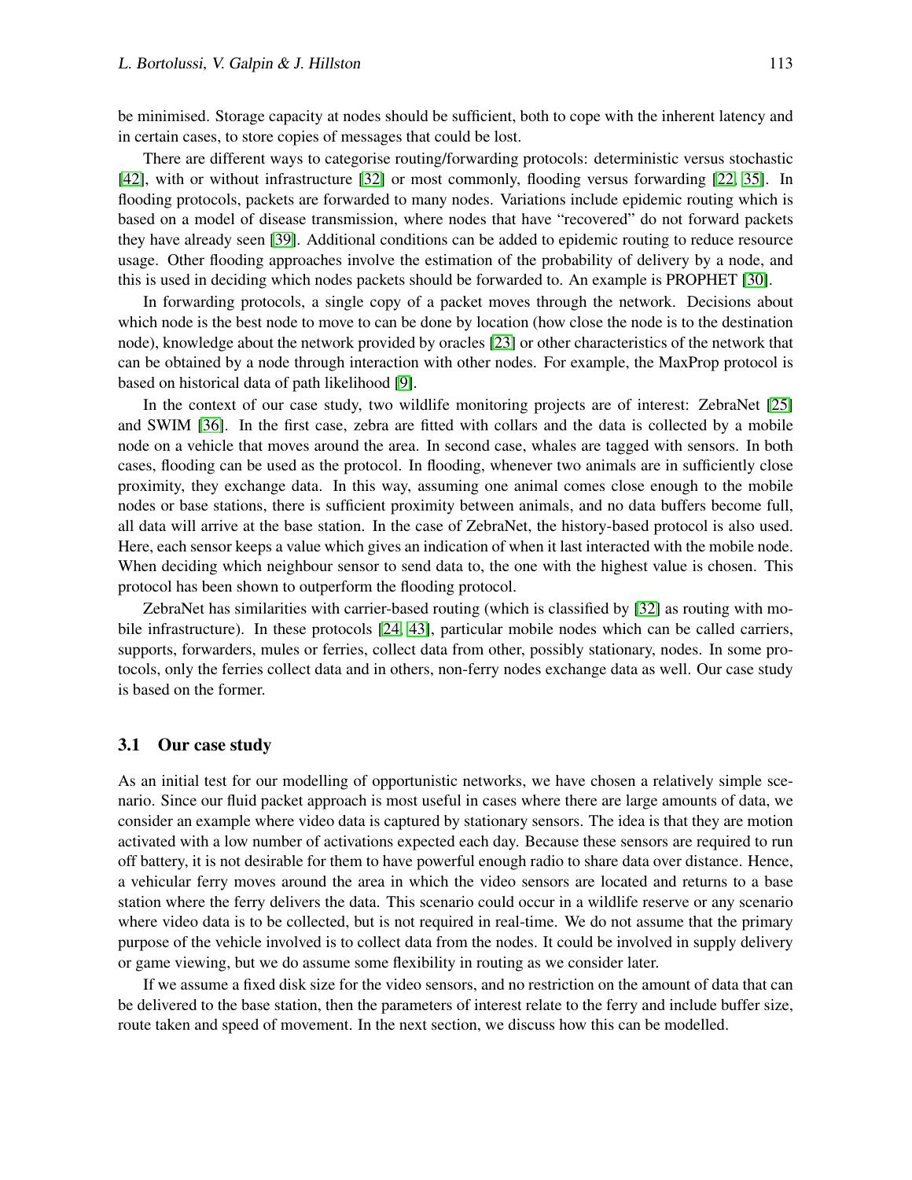be minimised. Storage capacity at nodes should be sufficient, both to cope with the inherent latency and in certain cases, to store copies of messages that could be lost.

There are different ways to categorise routing/forwarding protocols: deterministic versus stochastic [42], with or without infrastructure [32] or most commonly, flooding versus forwarding [22, 35]. In flooding protocols, packets are forwarded to many nodes. Variations include epidemic routing which is based on a model of disease transmission, where nodes that have "recovered" do not forward packets they have already seen [39]. Additional conditions can be added to epidemic routing to reduce resource usage. Other flooding approaches involve the estimation of the probability of delivery by a node, and this is used in deciding which nodes packets should be forwarded to. An example is PROPHET [30].

In forwarding protocols, a single copy of a packet moves through the network. Decisions about which node is the best node to move to can be done by location (how close the node is to the destination node), knowledge about the network provided by oracles [23] or other characteristics of the network that can be obtained by a node through interaction with other nodes. For example, the MaxProp protocol is based on historical data of path likelihood [9].

In the context of our case study, two wildlife monitoring projects are of interest: ZebraNet [25] and SWIM [36]. In the first case, zebra are fitted with collars and the data is collected by a mobile node on a vehicle that moves around the area. In second case, whales are tagged with sensors. In both cases, flooding can be used as the protocol. In flooding, whenever two animals are in sufficiently close proximity, they exchange data. In this way, assuming one animal comes close enough to the mobile nodes or base stations, there is sufficient proximity between animals, and no data buffers become full, all data will arrive at the base station. In the case of ZebraNet, the history-based protocol is also used. Here, each sensor keeps a value which gives an indication of when it last interacted with the mobile node. When deciding which neighbour sensor to send data to, the one with the highest value is chosen. This protocol has been shown to outperform the flooding protocol.

ZebraNet has similarities with carrier-based routing (which is classified by [32] as routing with mobile infrastructure). In these protocols [24, 43], particular mobile nodes which can be called carriers, supports, forwarders, mules or ferries, collect data from other, possibly stationary, nodes. In some protocols, only the ferries collect data and in others, non-ferry nodes exchange data as well. Our case study is based on the former.

### 3.1 Our case study

As an initial test for our modelling of opportunistic networks, we have chosen a relatively simple scenario. Since our fluid packet approach is most useful in cases where there are large amounts of data, we consider an example where video data is captured by stationary sensors. The idea is that they are motion activated with a low number of activations expected each day. Because these sensors are required to run off battery, it is not desirable for them to have powerful enough radio to share data over distance. Hence, a vehicular ferry moves around the area in which the video sensors are located and returns to a base station where the ferry delivers the data. This scenario could occur in a wildlife reserve or any scenario where video data is to be collected, but is not required in real-time. We do not assume that the primary purpose of the vehicle involved is to collect data from the nodes. It could be involved in supply delivery or game viewing, but we do assume some flexibility in routing as we consider later.

If we assume a fixed disk size for the video sensors, and no restriction on the amount of data that can be delivered to the base station, then the parameters of interest relate to the ferry and include buffer size, route taken and speed of movement. In the next section, we discuss how this can be modelled.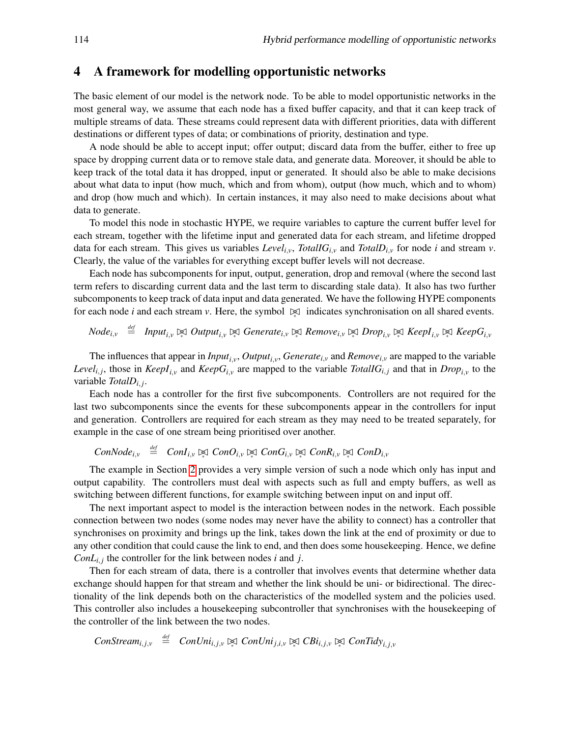## 4 A framework for modelling opportunistic networks

The basic element of our model is the network node. To be able to model opportunistic networks in the most general way, we assume that each node has a fixed buffer capacity, and that it can keep track of multiple streams of data. These streams could represent data with different priorities, data with different destinations or different types of data; or combinations of priority, destination and type.

A node should be able to accept input; offer output; discard data from the buffer, either to free up space by dropping current data or to remove stale data, and generate data. Moreover, it should be able to keep track of the total data it has dropped, input or generated. It should also be able to make decisions about what data to input (how much, which and from whom), output (how much, which and to whom) and drop (how much and which). In certain instances, it may also need to make decisions about what data to generate.

To model this node in stochastic HYPE, we require variables to capture the current buffer level for each stream, together with the lifetime input and generated data for each stream, and lifetime dropped data for each stream. This gives us variables $Level_{i,v}$, $TotalIG_{i,v}$ and $TotalD_{i,v}$ for node $i$ and stream $v$. Clearly, the value of the variables for everything except buffer levels will not decrease.

Each node has subcomponents for input, output, generation, drop and removal (where the second last term refers to discarding current data and the last term to discarding stale data). It also has two further subcomponents to keep track of data input and data generated. We have the following HYPE components for each node $i$ and each stream $v$. Here, the symbol $\bowtie_*$ indicates synchronisation on all shared events.

$$Node_{i,v} \stackrel{\text{def}}{=} Input_{i,v} \bowtie_* Output_{i,v} \bowtie_* Generate_{i,v} \bowtie_* Remove_{i,v} \bowtie_* Drop_{i,v} \bowtie_* KeepI_{i,v} \bowtie_* KeepG_{i,v}$$

The influences that appear in $Input_{i,v}$, $Output_{i,v}$, $Generate_{i,v}$ and $Remove_{i,v}$ are mapped to the variable $Level_{i,j}$, those in $KeepI_{i,v}$ and $KeepG_{i,v}$ are mapped to the variable $TotalIG_{i,j}$ and that in $Drop_{i,v}$ to the variable $TotalD_{i,j}$.

Each node has a controller for the first five subcomponents. Controllers are not required for the last two subcomponents since the events for these subcomponents appear in the controllers for input and generation. Controllers are required for each stream as they may need to be treated separately, for example in the case of one stream being prioritised over another.

$$ConNode_{i,v} \stackrel{\text{def}}{=} ConI_{i,v} \bowtie_* ConO_{i,v} \bowtie_* ConG_{i,v} \bowtie_* ConR_{i,v} \bowtie_* ConD_{i,v}$$

The example in Section 2 provides a very simple version of such a node which only has input and output capability. The controllers must deal with aspects such as full and empty buffers, as well as switching between different functions, for example switching between input on and input off.

The next important aspect to model is the interaction between nodes in the network. Each possible connection between two nodes (some nodes may never have the ability to connect) has a controller that synchronises on proximity and brings up the link, takes down the link at the end of proximity or due to any other condition that could cause the link to end, and then does some housekeeping. Hence, we define $ConL_{i,j}$ the controller for the link between nodes $i$ and $j$.

Then for each stream of data, there is a controller that involves events that determine whether data exchange should happen for that stream and whether the link should be uni- or bidirectional. The directionality of the link depends both on the characteristics of the modelled system and the policies used. This controller also includes a housekeeping subcontroller that synchronises with the housekeeping of the controller of the link between the two nodes.

$$ConStream_{i,j,v} \stackrel{\text{def}}{=} ConUni_{i,j,v} \bowtie_* ConUni_{j,i,v} \bowtie_* CBi_{i,j,v} \bowtie_* ConTidy_{i,j,v}$$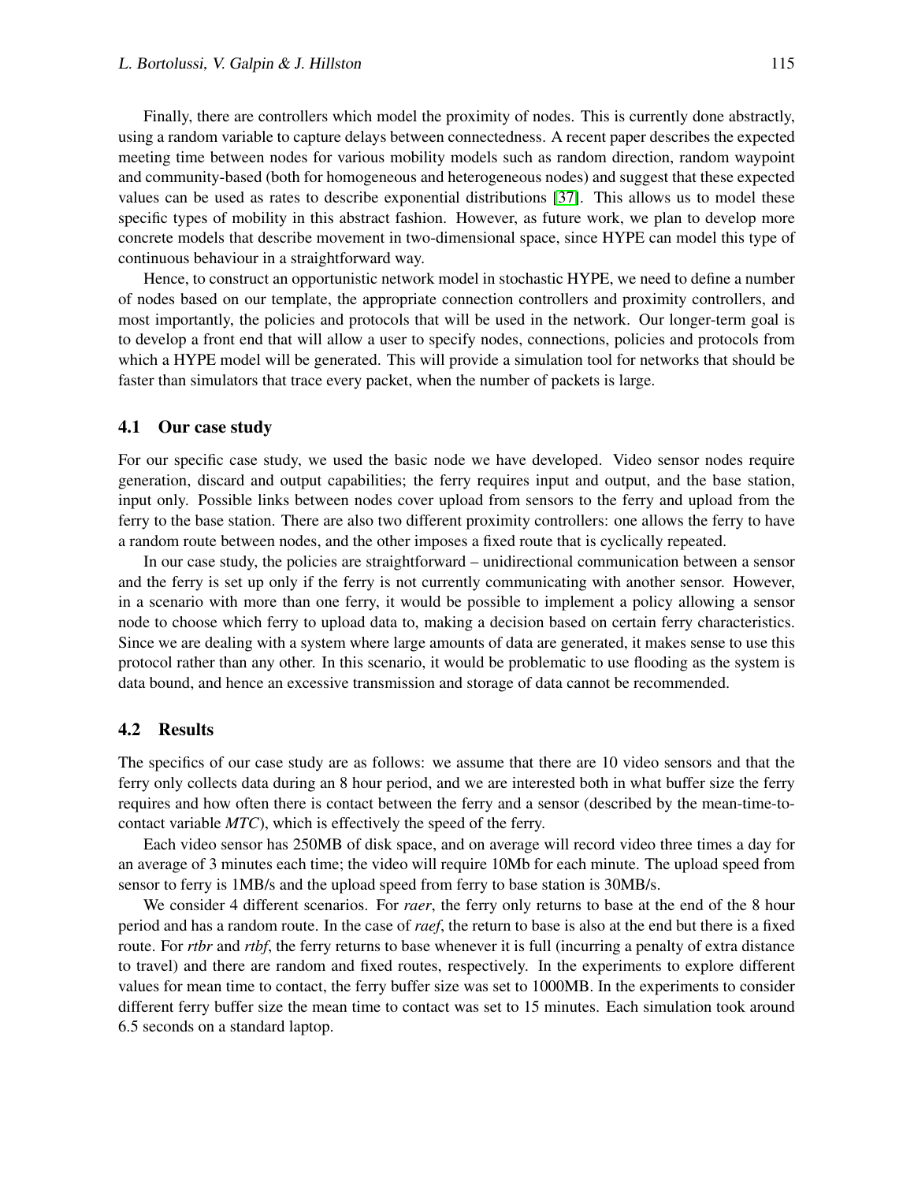Finally, there are controllers which model the proximity of nodes. This is currently done abstractly, using a random variable to capture delays between connectedness. A recent paper describes the expected meeting time between nodes for various mobility models such as random direction, random waypoint and community-based (both for homogeneous and heterogeneous nodes) and suggest that these expected values can be used as rates to describe exponential distributions [37]. This allows us to model these specific types of mobility in this abstract fashion. However, as future work, we plan to develop more concrete models that describe movement in two-dimensional space, since HYPE can model this type of continuous behaviour in a straightforward way.

Hence, to construct an opportunistic network model in stochastic HYPE, we need to define a number of nodes based on our template, the appropriate connection controllers and proximity controllers, and most importantly, the policies and protocols that will be used in the network. Our longer-term goal is to develop a front end that will allow a user to specify nodes, connections, policies and protocols from which a HYPE model will be generated. This will provide a simulation tool for networks that should be faster than simulators that trace every packet, when the number of packets is large.

## 4.1 Our case study

For our specific case study, we used the basic node we have developed. Video sensor nodes require generation, discard and output capabilities; the ferry requires input and output, and the base station, input only. Possible links between nodes cover upload from sensors to the ferry and upload from the ferry to the base station. There are also two different proximity controllers: one allows the ferry to have a random route between nodes, and the other imposes a fixed route that is cyclically repeated.

In our case study, the policies are straightforward – unidirectional communication between a sensor and the ferry is set up only if the ferry is not currently communicating with another sensor. However, in a scenario with more than one ferry, it would be possible to implement a policy allowing a sensor node to choose which ferry to upload data to, making a decision based on certain ferry characteristics. Since we are dealing with a system where large amounts of data are generated, it makes sense to use this protocol rather than any other. In this scenario, it would be problematic to use flooding as the system is data bound, and hence an excessive transmission and storage of data cannot be recommended.

## 4.2 Results

The specifics of our case study are as follows: we assume that there are 10 video sensors and that the ferry only collects data during an 8 hour period, and we are interested both in what buffer size the ferry requires and how often there is contact between the ferry and a sensor (described by the mean-time-to-contact variable *MTC*), which is effectively the speed of the ferry.

Each video sensor has 250MB of disk space, and on average will record video three times a day for an average of 3 minutes each time; the video will require 10Mb for each minute. The upload speed from sensor to ferry is 1MB/s and the upload speed from ferry to base station is 30MB/s.

We consider 4 different scenarios. For *raer*, the ferry only returns to base at the end of the 8 hour period and has a random route. In the case of *raef*, the return to base is also at the end but there is a fixed route. For *rtbr* and *rtbf*, the ferry returns to base whenever it is full (incurring a penalty of extra distance to travel) and there are random and fixed routes, respectively. In the experiments to explore different values for mean time to contact, the ferry buffer size was set to 1000MB. In the experiments to consider different ferry buffer size the mean time to contact was set to 15 minutes. Each simulation took around 6.5 seconds on a standard laptop.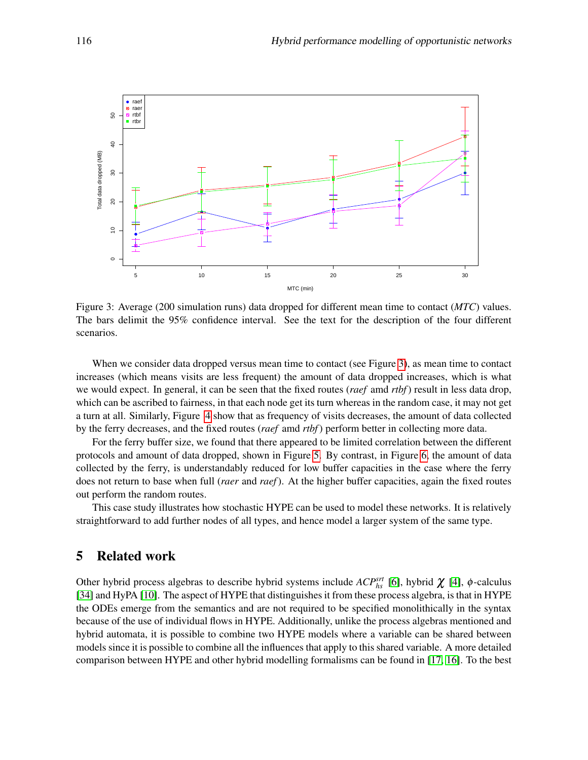Figure 3: Average (200 simulation runs) data dropped for different mean time to contact (*MTC*) values. The bars delimit the 95% confidence interval. See the text for the description of the four different scenarios.

When we consider data dropped versus mean time to contact (see Figure 3), as mean time to contact increases (which means visits are less frequent) the amount of data dropped increases, which is what we would expect. In general, it can be seen that the fixed routes (*raef* amd *rtbf*) result in less data drop, which can be ascribed to fairness, in that each node get its turn whereas in the random case, it may not get a turn at all. Similarly, Figure 4 show that as frequency of visits decreases, the amount of data collected by the ferry decreases, and the fixed routes (*raef* amd *rtbf*) perform better in collecting more data.

For the ferry buffer size, we found that there appeared to be limited correlation between the different protocols and amount of data dropped, shown in Figure 5. By contrast, in Figure 6, the amount of data collected by the ferry, is understandably reduced for low buffer capacities in the case where the ferry does not return to base when full (*raer* and *raef*). At the higher buffer capacities, again the fixed routes out perform the random routes.

This case study illustrates how stochastic HYPE can be used to model these networks. It is relatively straightforward to add further nodes of all types, and hence model a larger system of the same type.

## 5 Related work

Other hybrid process algebras to describe hybrid systems include $ACP^{srt}_{hs}$ [6], hybrid $\chi$ [4], $\phi$-calculus [34] and HyPA [10]. The aspect of HYPE that distinguishes it from these process algebra, is that in HYPE the ODEs emerge from the semantics and are not required to be specified monolithically in the syntax because of the use of individual flows in HYPE. Additionally, unlike the process algebras mentioned and hybrid automata, it is possible to combine two HYPE models where a variable can be shared between models since it is possible to combine all the influences that apply to this shared variable. A more detailed comparison between HYPE and other hybrid modelling formalisms can be found in [17, 16]. To the best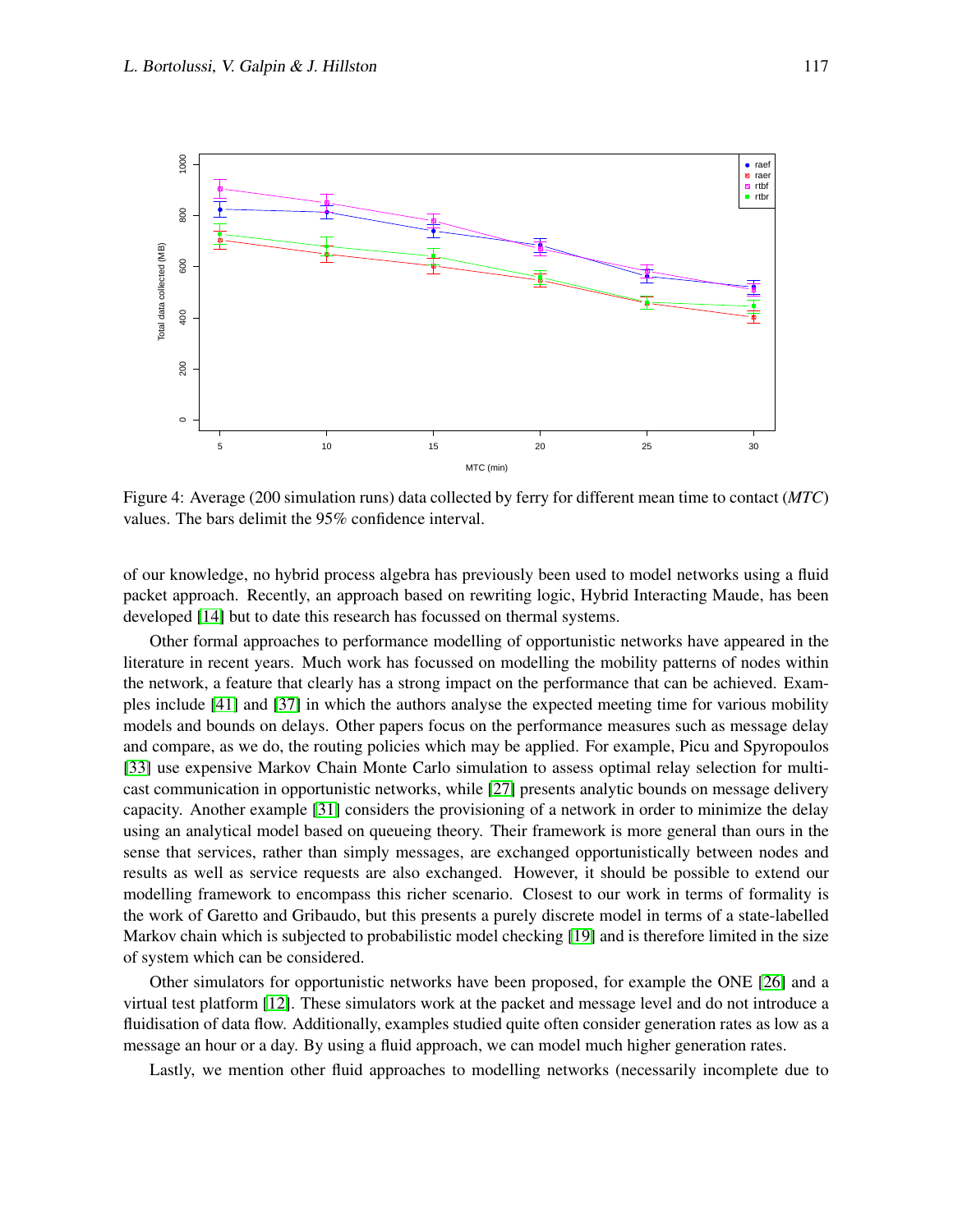Figure 4: Average (200 simulation runs) data collected by ferry for different mean time to contact (*MTC*) values. The bars delimit the 95% confidence interval.

of our knowledge, no hybrid process algebra has previously been used to model networks using a fluid packet approach. Recently, an approach based on rewriting logic, Hybrid Interacting Maude, has been developed [14] but to date this research has focussed on thermal systems.

Other formal approaches to performance modelling of opportunistic networks have appeared in the literature in recent years. Much work has focussed on modelling the mobility patterns of nodes within the network, a feature that clearly has a strong impact on the performance that can be achieved. Examples include [41] and [37] in which the authors analyse the expected meeting time for various mobility models and bounds on delays. Other papers focus on the performance measures such as message delay and compare, as we do, the routing policies which may be applied. For example, Picu and Spyropoulos [33] use expensive Markov Chain Monte Carlo simulation to assess optimal relay selection for multicast communication in opportunistic networks, while [27] presents analytic bounds on message delivery capacity. Another example [31] considers the provisioning of a network in order to minimize the delay using an analytical model based on queueing theory. Their framework is more general than ours in the sense that services, rather than simply messages, are exchanged opportunistically between nodes and results as well as service requests are also exchanged. However, it should be possible to extend our modelling framework to encompass this richer scenario. Closest to our work in terms of formality is the work of Garetto and Gribaudo, but this presents a purely discrete model in terms of a state-labelled Markov chain which is subjected to probabilistic model checking [19] and is therefore limited in the size of system which can be considered.

Other simulators for opportunistic networks have been proposed, for example the ONE [26] and a virtual test platform [12]. These simulators work at the packet and message level and do not introduce a fluidisation of data flow. Additionally, examples studied quite often consider generation rates as low as a message an hour or a day. By using a fluid approach, we can model much higher generation rates.

Lastly, we mention other fluid approaches to modelling networks (necessarily incomplete due to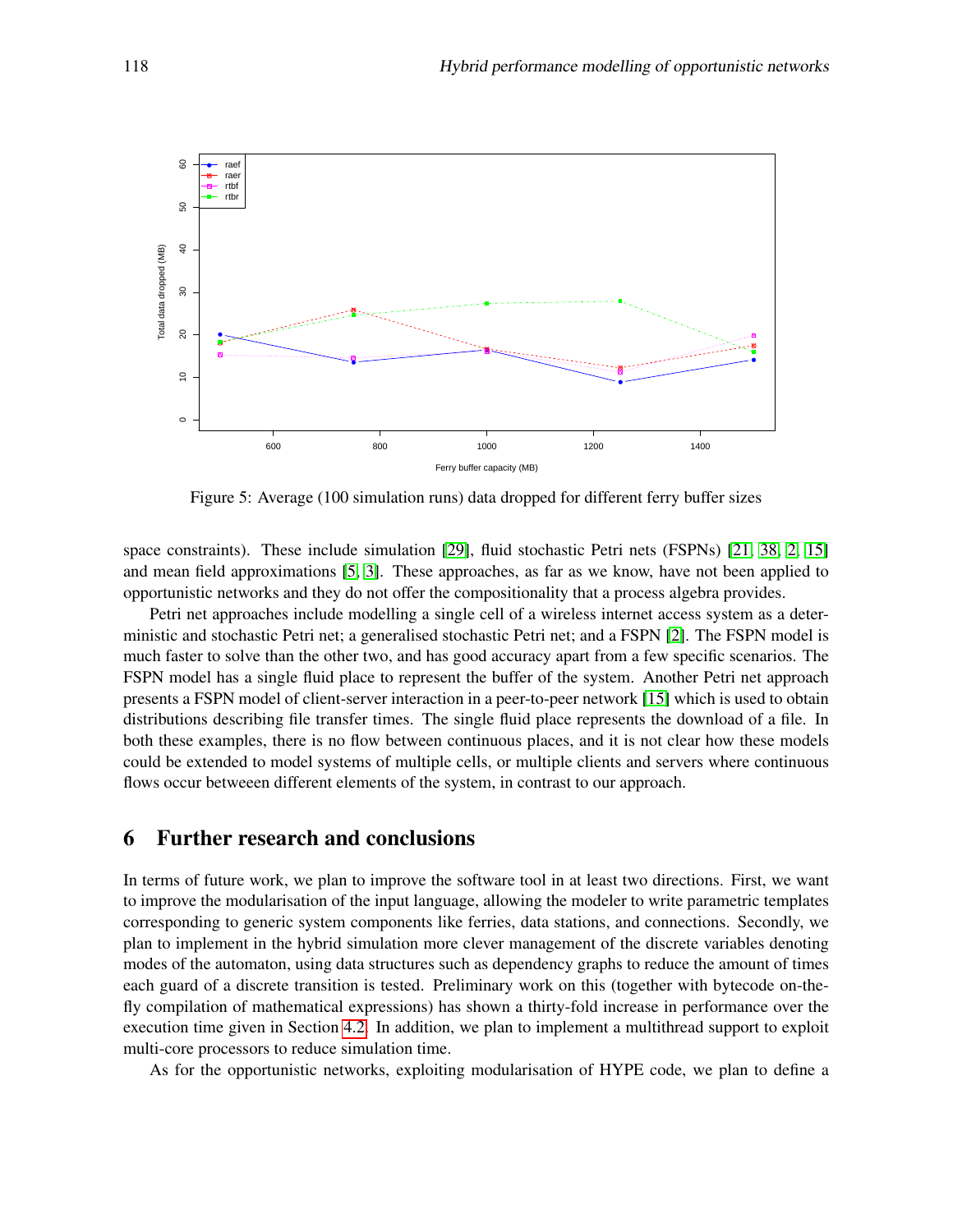Figure 5: Average (100 simulation runs) data dropped for different ferry buffer sizes

space constraints). These include simulation [29], fluid stochastic Petri nets (FSPNs) [21, 38, 2, 15] and mean field approximations [5, 3]. These approaches, as far as we know, have not been applied to opportunistic networks and they do not offer the compositionality that a process algebra provides.

Petri net approaches include modelling a single cell of a wireless internet access system as a deterministic and stochastic Petri net; a generalised stochastic Petri net; and a FSPN [2]. The FSPN model is much faster to solve than the other two, and has good accuracy apart from a few specific scenarios. The FSPN model has a single fluid place to represent the buffer of the system. Another Petri net approach presents a FSPN model of client-server interaction in a peer-to-peer network [15] which is used to obtain distributions describing file transfer times. The single fluid place represents the download of a file. In both these examples, there is no flow between continuous places, and it is not clear how these models could be extended to model systems of multiple cells, or multiple clients and servers where continuous flows occur betweeen different elements of the system, in contrast to our approach.

## 6 Further research and conclusions

In terms of future work, we plan to improve the software tool in at least two directions. First, we want to improve the modularisation of the input language, allowing the modeler to write parametric templates corresponding to generic system components like ferries, data stations, and connections. Secondly, we plan to implement in the hybrid simulation more clever management of the discrete variables denoting modes of the automaton, using data structures such as dependency graphs to reduce the amount of times each guard of a discrete transition is tested. Preliminary work on this (together with bytecode on-the-fly compilation of mathematical expressions) has shown a thirty-fold increase in performance over the execution time given in Section 4.2. In addition, we plan to implement a multithread support to exploit multi-core processors to reduce simulation time.

As for the opportunistic networks, exploiting modularisation of HYPE code, we plan to define a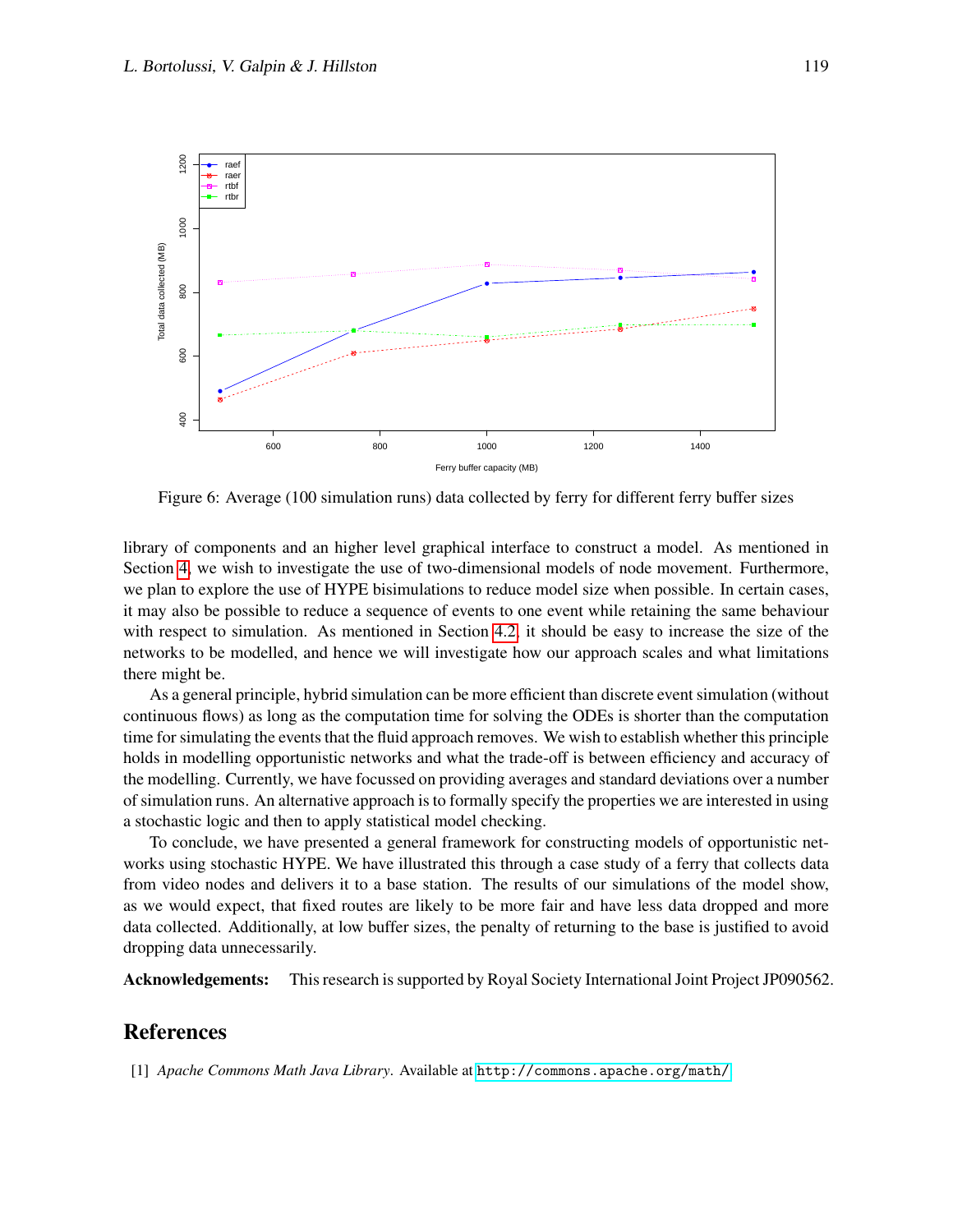Figure 6: Average (100 simulation runs) data collected by ferry for different ferry buffer sizes

library of components and an higher level graphical interface to construct a model. As mentioned in Section 4, we wish to investigate the use of two-dimensional models of node movement. Furthermore, we plan to explore the use of HYPE bisimulations to reduce model size when possible. In certain cases, it may also be possible to reduce a sequence of events to one event while retaining the same behaviour with respect to simulation. As mentioned in Section 4.2, it should be easy to increase the size of the networks to be modelled, and hence we will investigate how our approach scales and what limitations there might be.

As a general principle, hybrid simulation can be more efficient than discrete event simulation (without continuous flows) as long as the computation time for solving the ODEs is shorter than the computation time for simulating the events that the fluid approach removes. We wish to establish whether this principle holds in modelling opportunistic networks and what the trade-off is between efficiency and accuracy of the modelling. Currently, we have focussed on providing averages and standard deviations over a number of simulation runs. An alternative approach is to formally specify the properties we are interested in using a stochastic logic and then to apply statistical model checking.

To conclude, we have presented a general framework for constructing models of opportunistic networks using stochastic HYPE. We have illustrated this through a case study of a ferry that collects data from video nodes and delivers it to a base station. The results of our simulations of the model show, as we would expect, that fixed routes are likely to be more fair and have less data dropped and more data collected. Additionally, at low buffer sizes, the penalty of returning to the base is justified to avoid dropping data unnecessarily.

**Acknowledgements:** This research is supported by Royal Society International Joint Project JP090562.

## References

[1] *Apache Commons Math Java Library*. Available at `http://commons.apache.org/math/`.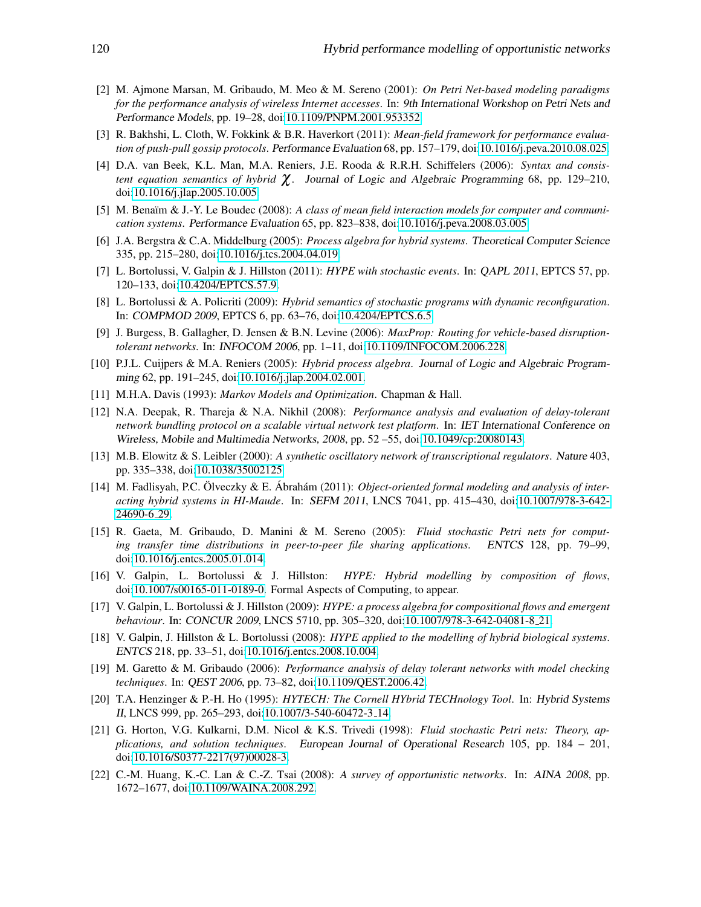[2] M. Ajmone Marsan, M. Gribaudo, M. Meo & M. Sereno (2001): *On Petri Net-based modeling paradigms for the performance analysis of wireless Internet accesses*. In: 9th International Workshop on Petri Nets and Performance Models, pp. 19–28, doi:10.1109/PNPM.2001.953352.

[3] R. Bakhshi, L. Cloth, W. Fokkink & B.R. Haverkort (2011): *Mean-field framework for performance evaluation of push-pull gossip protocols*. Performance Evaluation 68, pp. 157–179, doi:10.1016/j.peva.2010.08.025.

[4] D.A. van Beek, K.L. Man, M.A. Reniers, J.E. Rooda & R.R.H. Schiffelers (2006): *Syntax and consistent equation semantics of hybrid $\chi$*. Journal of Logic and Algebraic Programming 68, pp. 129–210, doi:10.1016/j.jlap.2005.10.005.

[5] M. Benaïm & J.-Y. Le Boudec (2008): *A class of mean field interaction models for computer and communication systems*. Performance Evaluation 65, pp. 823–838, doi:10.1016/j.peva.2008.03.005.

[6] J.A. Bergstra & C.A. Middelburg (2005): *Process algebra for hybrid systems*. Theoretical Computer Science 335, pp. 215–280, doi:10.1016/j.tcs.2004.04.019.

[7] L. Bortolussi, V. Galpin & J. Hillston (2011): *HYPE with stochastic events*. In: *QAPL 2011*, EPTCS 57, pp. 120–133, doi:10.4204/EPTCS.57.9.

[8] L. Bortolussi & A. Policriti (2009): *Hybrid semantics of stochastic programs with dynamic reconfiguration*. In: *COMPMOD 2009*, EPTCS 6, pp. 63–76, doi:10.4204/EPTCS.6.5.

[9] J. Burgess, B. Gallagher, D. Jensen & B.N. Levine (2006): *MaxProp: Routing for vehicle-based disruption-tolerant networks*. In: INFOCOM 2006, pp. 1–11, doi:10.1109/INFOCOM.2006.228.

[10] P.J.L. Cuijpers & M.A. Reniers (2005): *Hybrid process algebra*. Journal of Logic and Algebraic Programming 62, pp. 191–245, doi:10.1016/j.jlap.2004.02.001.

[11] M.H.A. Davis (1993): *Markov Models and Optimization*. Chapman & Hall.

[12] N.A. Deepak, R. Thareja & N.A. Nikhil (2008): *Performance analysis and evaluation of delay-tolerant network bundling protocol on a scalable virtual network test platform*. In: IET International Conference on Wireless, Mobile and Multimedia Networks, 2008, pp. 52 –55, doi:10.1049/cp:20080143.

[13] M.B. Elowitz & S. Leibler (2000): *A synthetic oscillatory network of transcriptional regulators*. Nature 403, pp. 335–338, doi:10.1038/35002125.

[14] M. Fadlisyah, P.C. Ölveczky & E. Ábrahám (2011): *Object-oriented formal modeling and analysis of interacting hybrid systems in HI-Maude*. In: *SEFM 2011*, LNCS 7041, pp. 415–430, doi:10.1007/978-3-642-24690-6_29.

[15] R. Gaeta, M. Gribaudo, D. Manini & M. Sereno (2005): *Fluid stochastic Petri nets for computing transfer time distributions in peer-to-peer file sharing applications*. *ENTCS* 128, pp. 79–99, doi:10.1016/j.entcs.2005.01.014.

[16] V. Galpin, L. Bortolussi & J. Hillston: *HYPE: Hybrid modelling by composition of flows*, doi:10.1007/s00165-011-0189-0. Formal Aspects of Computing, to appear.

[17] V. Galpin, L. Bortolussi & J. Hillston (2009): *HYPE: a process algebra for compositional flows and emergent behaviour*. In: *CONCUR 2009*, LNCS 5710, pp. 305–320, doi:10.1007/978-3-642-04081-8_21.

[18] V. Galpin, J. Hillston & L. Bortolussi (2008): *HYPE applied to the modelling of hybrid biological systems*. *ENTCS* 218, pp. 33–51, doi:10.1016/j.entcs.2008.10.004.

[19] M. Garetto & M. Gribaudo (2006): *Performance analysis of delay tolerant networks with model checking techniques*. In: QEST 2006, pp. 73–82, doi:10.1109/QEST.2006.42.

[20] T.A. Henzinger & P.-H. Ho (1995): *HYTECH: The Cornell HYbrid TECHnology Tool*. In: Hybrid Systems II, LNCS 999, pp. 265–293, doi:10.1007/3-540-60472-3_14.

[21] G. Horton, V.G. Kulkarni, D.M. Nicol & K.S. Trivedi (1998): *Fluid stochastic Petri nets: Theory, applications, and solution techniques*. European Journal of Operational Research 105, pp. 184 – 201, doi:10.1016/S0377-2217(97)00028-3.

[22] C.-M. Huang, K.-C. Lan & C.-Z. Tsai (2008): *A survey of opportunistic networks*. In: *AINA 2008*, pp. 1672–1677, doi:10.1109/WAINA.2008.292.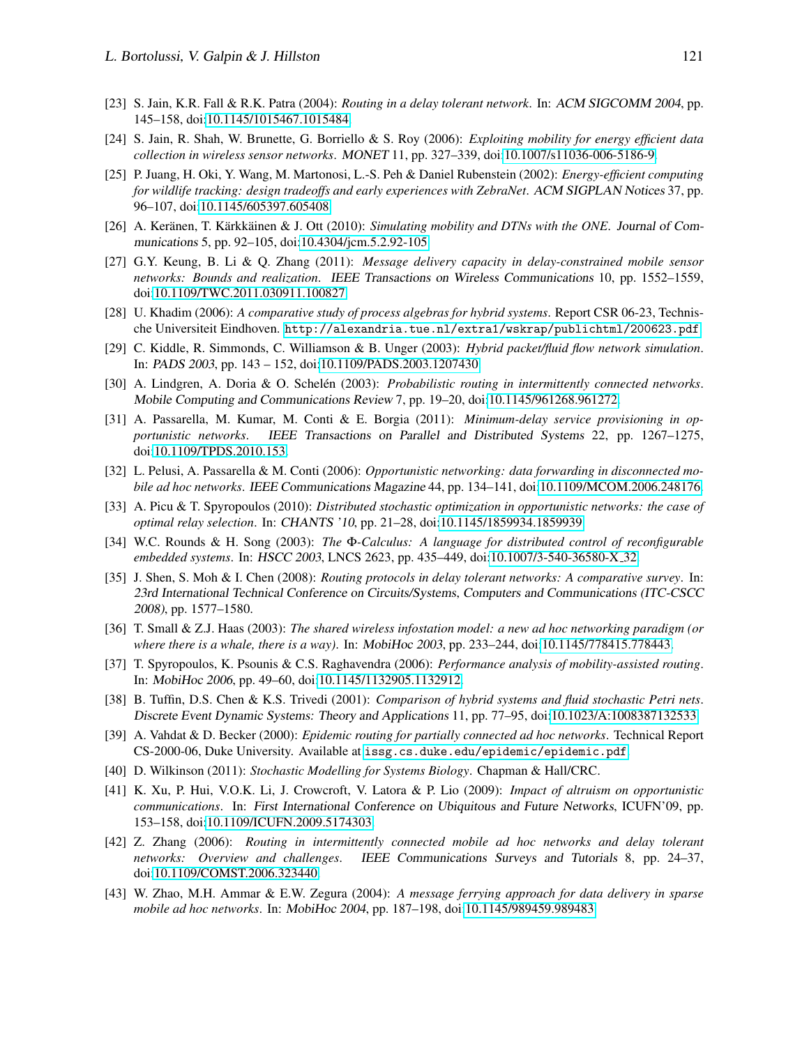[23] S. Jain, K.R. Fall & R.K. Patra (2004): *Routing in a delay tolerant network*. In: ACM SIGCOMM 2004, pp. 145–158, doi:10.1145/1015467.1015484.

[24] S. Jain, R. Shah, W. Brunette, G. Borriello & S. Roy (2006): *Exploiting mobility for energy efficient data collection in wireless sensor networks*. MONET 11, pp. 327–339, doi:10.1007/s11036-006-5186-9.

[25] P. Juang, H. Oki, Y. Wang, M. Martonosi, L.-S. Peh & Daniel Rubenstein (2002): *Energy-efficient computing for wildlife tracking: design tradeoffs and early experiences with ZebraNet*. ACM SIGPLAN Notices 37, pp. 96–107, doi:10.1145/605397.605408.

[26] A. Keränen, T. Kärkkäinen & J. Ott (2010): *Simulating mobility and DTNs with the ONE*. Journal of Communications 5, pp. 92–105, doi:10.4304/jcm.5.2.92-105.

[27] G.Y. Keung, B. Li & Q. Zhang (2011): *Message delivery capacity in delay-constrained mobile sensor networks: Bounds and realization*. IEEE Transactions on Wireless Communications 10, pp. 1552–1559, doi:10.1109/TWC.2011.030911.100827.

[28] U. Khadim (2006): *A comparative study of process algebras for hybrid systems*. Report CSR 06-23, Technische Universiteit Eindhoven. `http://alexandria.tue.nl/extra1/wskrap/publichtml/200623.pdf`.

[29] C. Kiddle, R. Simmonds, C. Williamson & B. Unger (2003): *Hybrid packet/fluid flow network simulation*. In: PADS 2003, pp. 143 – 152, doi:10.1109/PADS.2003.1207430.

[30] A. Lindgren, A. Doria & O. Schelén (2003): *Probabilistic routing in intermittently connected networks*. Mobile Computing and Communications Review 7, pp. 19–20, doi:10.1145/961268.961272.

[31] A. Passarella, M. Kumar, M. Conti & E. Borgia (2011): *Minimum-delay service provisioning in opportunistic networks*. IEEE Transactions on Parallel and Distributed Systems 22, pp. 1267–1275, doi:10.1109/TPDS.2010.153.

[32] L. Pelusi, A. Passarella & M. Conti (2006): *Opportunistic networking: data forwarding in disconnected mobile ad hoc networks*. IEEE Communications Magazine 44, pp. 134–141, doi:10.1109/MCOM.2006.248176.

[33] A. Picu & T. Spyropoulos (2010): *Distributed stochastic optimization in opportunistic networks: the case of optimal relay selection*. In: CHANTS '10, pp. 21–28, doi:10.1145/1859934.1859939.

[34] W.C. Rounds & H. Song (2003): *The Φ-Calculus: A language for distributed control of reconfigurable embedded systems*. In: HSCC 2003, LNCS 2623, pp. 435–449, doi:10.1007/3-540-36580-X_32.

[35] J. Shen, S. Moh & I. Chen (2008): *Routing protocols in delay tolerant networks: A comparative survey*. In: 23rd International Technical Conference on Circuits/Systems, Computers and Communications (ITC-CSCC 2008), pp. 1577–1580.

[36] T. Small & Z.J. Haas (2003): *The shared wireless infostation model: a new ad hoc networking paradigm (or where there is a whale, there is a way)*. In: MobiHoc 2003, pp. 233–244, doi:10.1145/778415.778443.

[37] T. Spyropoulos, K. Psounis & C.S. Raghavendra (2006): *Performance analysis of mobility-assisted routing*. In: MobiHoc 2006, pp. 49–60, doi:10.1145/1132905.1132912.

[38] B. Tuffin, D.S. Chen & K.S. Trivedi (2001): *Comparison of hybrid systems and fluid stochastic Petri nets*. Discrete Event Dynamic Systems: Theory and Applications 11, pp. 77–95, doi:10.1023/A:1008387132533.

[39] A. Vahdat & D. Becker (2000): *Epidemic routing for partially connected ad hoc networks*. Technical Report CS-2000-06, Duke University. Available at `issg.cs.duke.edu/epidemic/epidemic.pdf`.

[40] D. Wilkinson (2011): *Stochastic Modelling for Systems Biology*. Chapman & Hall/CRC.

[41] K. Xu, P. Hui, V.O.K. Li, J. Crowcroft, V. Latora & P. Lio (2009): *Impact of altruism on opportunistic communications*. In: First International Conference on Ubiquitous and Future Networks, ICUFN'09, pp. 153–158, doi:10.1109/ICUFN.2009.5174303.

[42] Z. Zhang (2006): *Routing in intermittently connected mobile ad hoc networks and delay tolerant networks: Overview and challenges*. IEEE Communications Surveys and Tutorials 8, pp. 24–37, doi:10.1109/COMST.2006.323440.

[43] W. Zhao, M.H. Ammar & E.W. Zegura (2004): *A message ferrying approach for data delivery in sparse mobile ad hoc networks*. In: MobiHoc 2004, pp. 187–198, doi:10.1145/989459.989483.